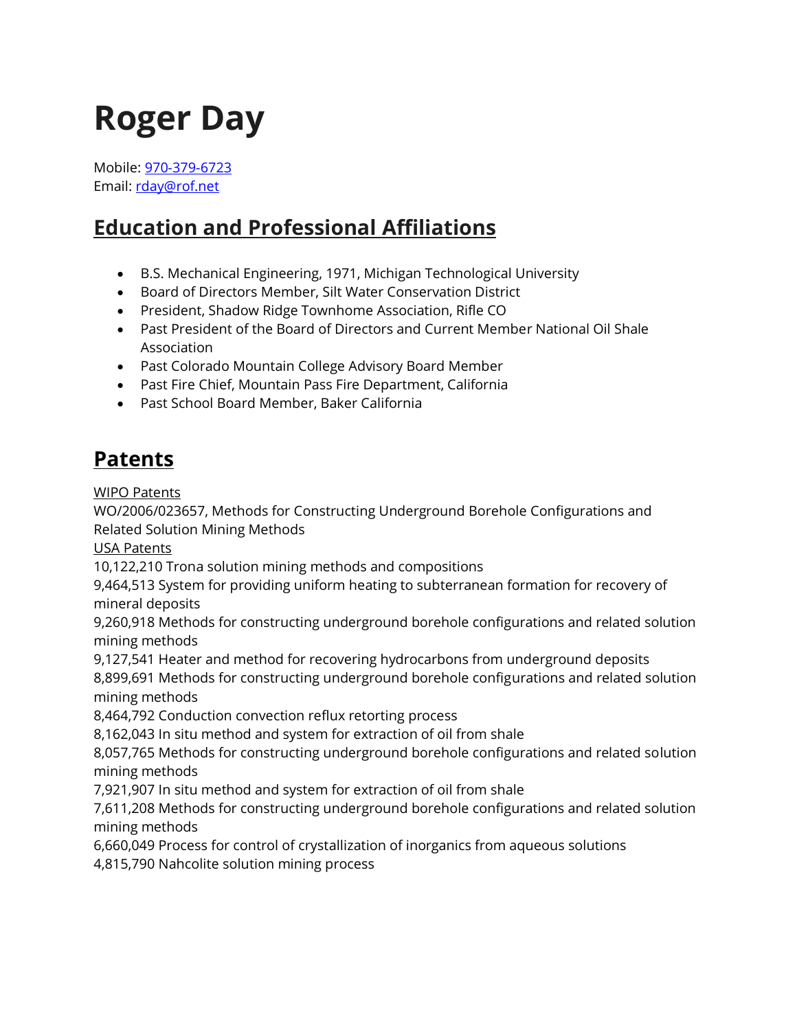# Roger Day

Mobile: 970-379-6723
Email: rday@rof.net

## Education and Professional Affiliations

- B.S. Mechanical Engineering, 1971, Michigan Technological University
- Board of Directors Member, Silt Water Conservation District
- President, Shadow Ridge Townhome Association, Rifle CO
- Past President of the Board of Directors and Current Member National Oil Shale Association
- Past Colorado Mountain College Advisory Board Member
- Past Fire Chief, Mountain Pass Fire Department, California
- Past School Board Member, Baker California

## Patents

WIPO Patents
WO/2006/023657, Methods for Constructing Underground Borehole Configurations and Related Solution Mining Methods
USA Patents
10,122,210 Trona solution mining methods and compositions
9,464,513 System for providing uniform heating to subterranean formation for recovery of mineral deposits
9,260,918 Methods for constructing underground borehole configurations and related solution mining methods
9,127,541 Heater and method for recovering hydrocarbons from underground deposits
8,899,691 Methods for constructing underground borehole configurations and related solution mining methods
8,464,792 Conduction convection reflux retorting process
8,162,043 In situ method and system for extraction of oil from shale
8,057,765 Methods for constructing underground borehole configurations and related solution mining methods
7,921,907 In situ method and system for extraction of oil from shale
7,611,208 Methods for constructing underground borehole configurations and related solution mining methods
6,660,049 Process for control of crystallization of inorganics from aqueous solutions
4,815,790 Nahcolite solution mining process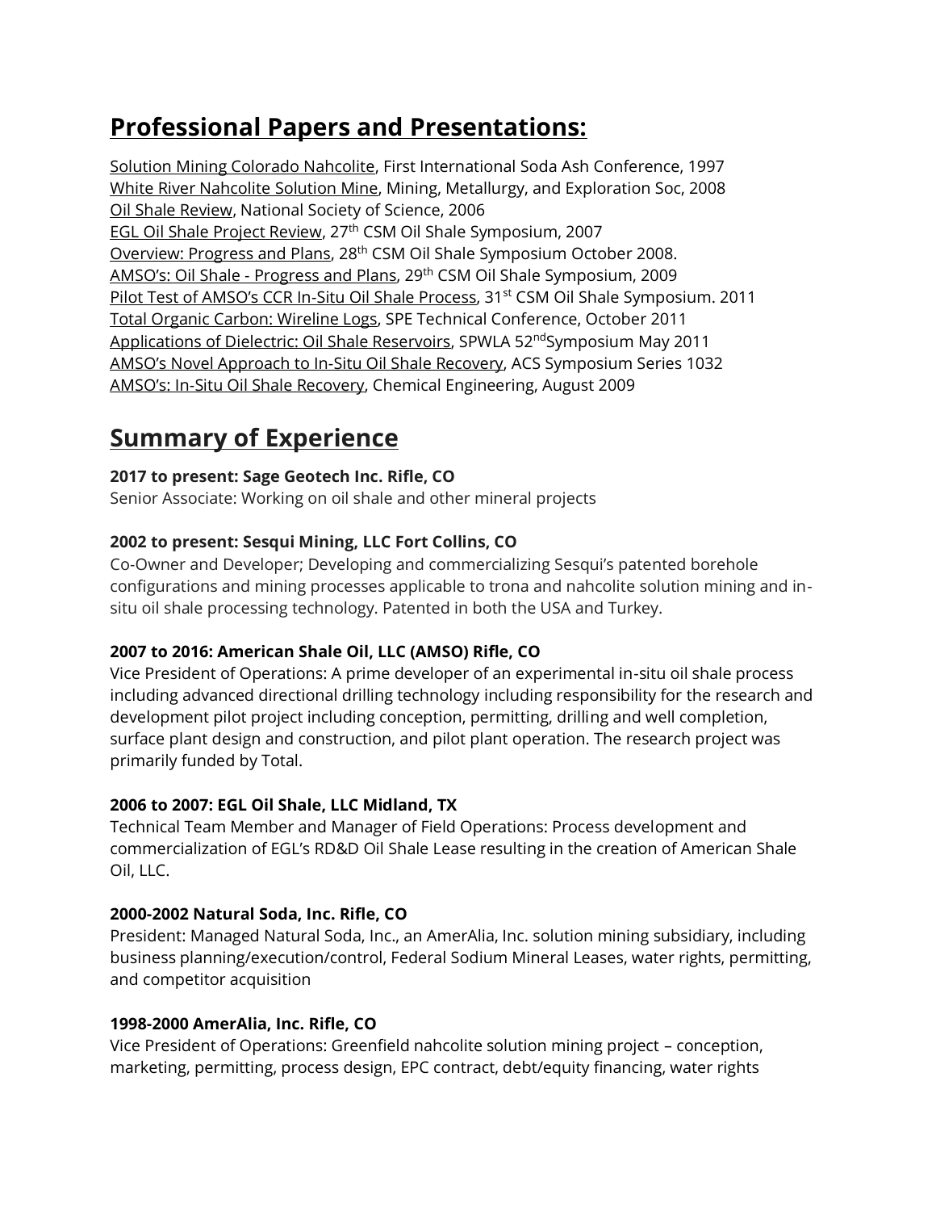## Professional Papers and Presentations:

Solution Mining Colorado Nahcolite, First International Soda Ash Conference, 1997
White River Nahcolite Solution Mine, Mining, Metallurgy, and Exploration Soc, 2008
Oil Shale Review, National Society of Science, 2006
EGL Oil Shale Project Review, 27th CSM Oil Shale Symposium, 2007
Overview: Progress and Plans, 28th CSM Oil Shale Symposium October 2008.
AMSO's: Oil Shale - Progress and Plans, 29th CSM Oil Shale Symposium, 2009
Pilot Test of AMSO's CCR In-Situ Oil Shale Process, 31st CSM Oil Shale Symposium. 2011
Total Organic Carbon: Wireline Logs, SPE Technical Conference, October 2011
Applications of Dielectric: Oil Shale Reservoirs, SPWLA 52ndSymposium May 2011
AMSO's Novel Approach to In-Situ Oil Shale Recovery, ACS Symposium Series 1032
AMSO's: In-Situ Oil Shale Recovery, Chemical Engineering, August 2009

## Summary of Experience

**2017 to present: Sage Geotech Inc. Rifle, CO**
Senior Associate: Working on oil shale and other mineral projects

**2002 to present: Sesqui Mining, LLC Fort Collins, CO**
Co-Owner and Developer; Developing and commercializing Sesqui's patented borehole configurations and mining processes applicable to trona and nahcolite solution mining and in-situ oil shale processing technology. Patented in both the USA and Turkey.

**2007 to 2016: American Shale Oil, LLC (AMSO) Rifle, CO**
Vice President of Operations: A prime developer of an experimental in-situ oil shale process including advanced directional drilling technology including responsibility for the research and development pilot project including conception, permitting, drilling and well completion, surface plant design and construction, and pilot plant operation. The research project was primarily funded by Total.

**2006 to 2007: EGL Oil Shale, LLC Midland, TX**
Technical Team Member and Manager of Field Operations: Process development and commercialization of EGL's RD&D Oil Shale Lease resulting in the creation of American Shale Oil, LLC.

**2000-2002 Natural Soda, Inc. Rifle, CO**
President: Managed Natural Soda, Inc., an AmerAlia, Inc. solution mining subsidiary, including business planning/execution/control, Federal Sodium Mineral Leases, water rights, permitting, and competitor acquisition

**1998-2000 AmerAlia, Inc. Rifle, CO**
Vice President of Operations: Greenfield nahcolite solution mining project – conception, marketing, permitting, process design, EPC contract, debt/equity financing, water rights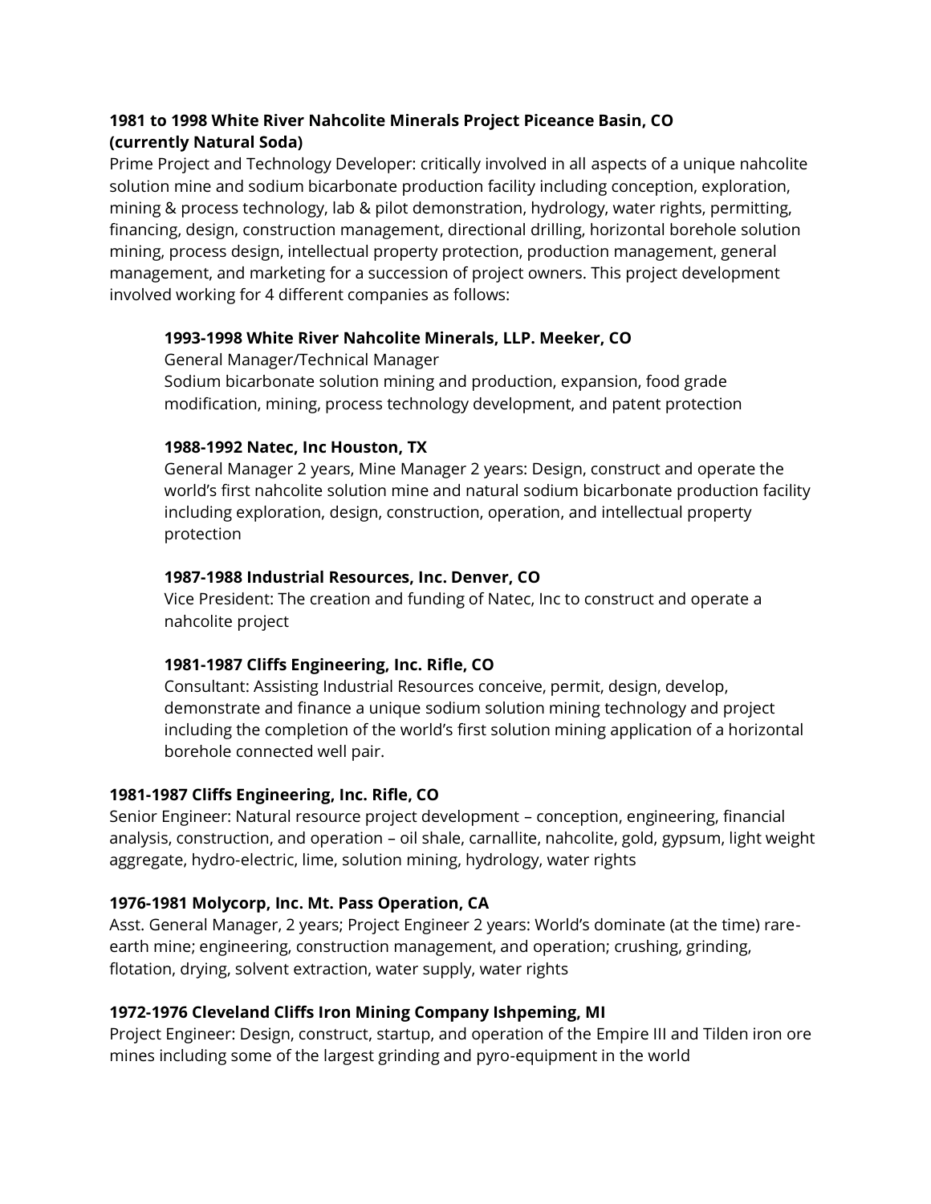**1981 to 1998 White River Nahcolite Minerals Project Piceance Basin, CO (currently Natural Soda)**

Prime Project and Technology Developer: critically involved in all aspects of a unique nahcolite solution mine and sodium bicarbonate production facility including conception, exploration, mining & process technology, lab & pilot demonstration, hydrology, water rights, permitting, financing, design, construction management, directional drilling, horizontal borehole solution mining, process design, intellectual property protection, production management, general management, and marketing for a succession of project owners. This project development involved working for 4 different companies as follows:

> **1993-1998 White River Nahcolite Minerals, LLP. Meeker, CO**
> General Manager/Technical Manager
> Sodium bicarbonate solution mining and production, expansion, food grade modification, mining, process technology development, and patent protection
>
> **1988-1992 Natec, Inc Houston, TX**
> General Manager 2 years, Mine Manager 2 years: Design, construct and operate the world's first nahcolite solution mine and natural sodium bicarbonate production facility including exploration, design, construction, operation, and intellectual property protection
>
> **1987-1988 Industrial Resources, Inc. Denver, CO**
> Vice President: The creation and funding of Natec, Inc to construct and operate a nahcolite project
>
> **1981-1987 Cliffs Engineering, Inc. Rifle, CO**
> Consultant: Assisting Industrial Resources conceive, permit, design, develop, demonstrate and finance a unique sodium solution mining technology and project including the completion of the world's first solution mining application of a horizontal borehole connected well pair.

**1981-1987 Cliffs Engineering, Inc. Rifle, CO**

Senior Engineer: Natural resource project development – conception, engineering, financial analysis, construction, and operation – oil shale, carnallite, nahcolite, gold, gypsum, light weight aggregate, hydro-electric, lime, solution mining, hydrology, water rights

**1976-1981 Molycorp, Inc. Mt. Pass Operation, CA**

Asst. General Manager, 2 years; Project Engineer 2 years: World's dominate (at the time) rare-earth mine; engineering, construction management, and operation; crushing, grinding, flotation, drying, solvent extraction, water supply, water rights

**1972-1976 Cleveland Cliffs Iron Mining Company Ishpeming, MI**

Project Engineer: Design, construct, startup, and operation of the Empire III and Tilden iron ore mines including some of the largest grinding and pyro-equipment in the world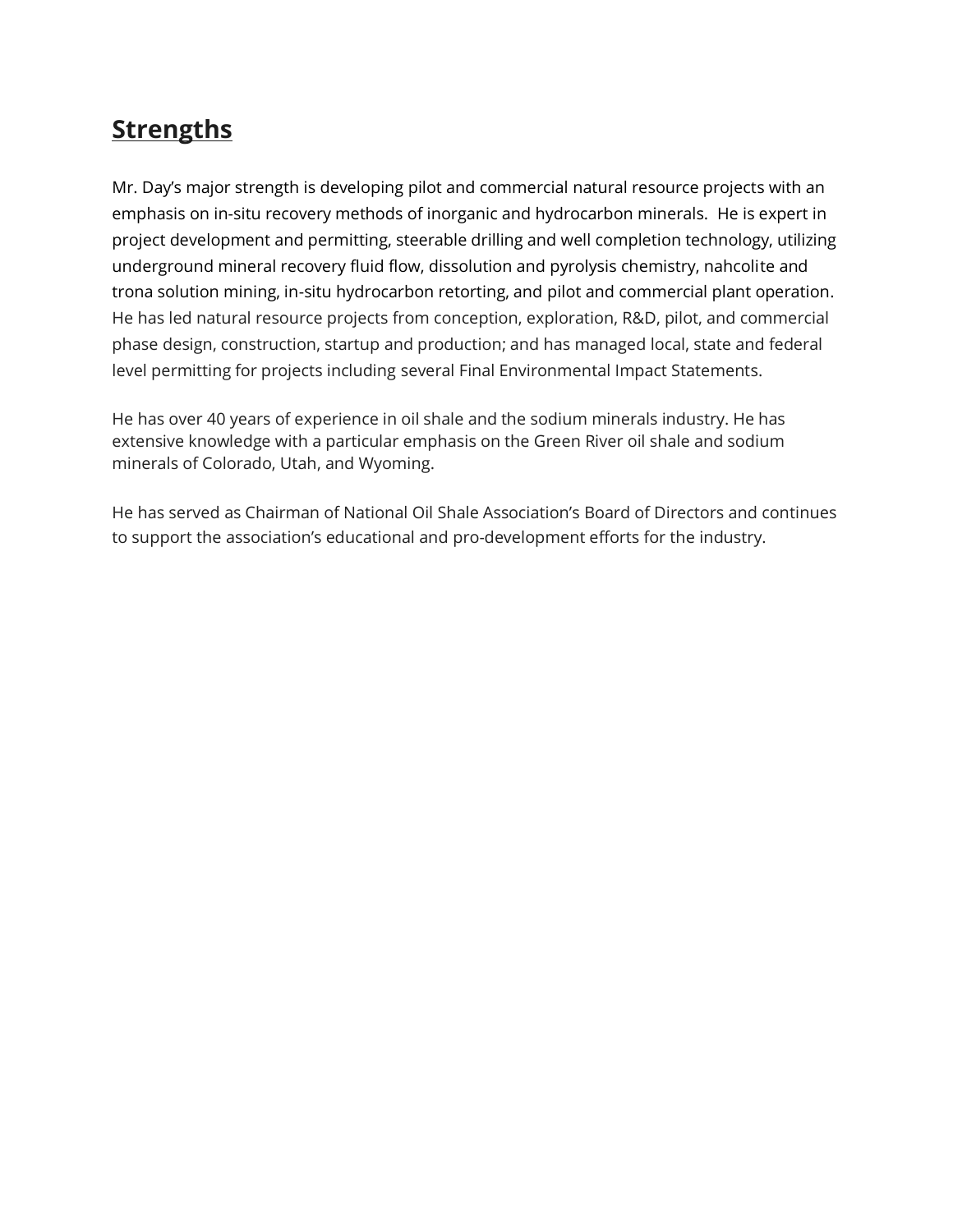## **Strengths**

Mr. Day's major strength is developing pilot and commercial natural resource projects with an emphasis on in-situ recovery methods of inorganic and hydrocarbon minerals. He is expert in project development and permitting, steerable drilling and well completion technology, utilizing underground mineral recovery fluid flow, dissolution and pyrolysis chemistry, nahcolite and trona solution mining, in-situ hydrocarbon retorting, and pilot and commercial plant operation. He has led natural resource projects from conception, exploration, R&D, pilot, and commercial phase design, construction, startup and production; and has managed local, state and federal level permitting for projects including several Final Environmental Impact Statements.

He has over 40 years of experience in oil shale and the sodium minerals industry. He has extensive knowledge with a particular emphasis on the Green River oil shale and sodium minerals of Colorado, Utah, and Wyoming.

He has served as Chairman of National Oil Shale Association's Board of Directors and continues to support the association's educational and pro-development efforts for the industry.